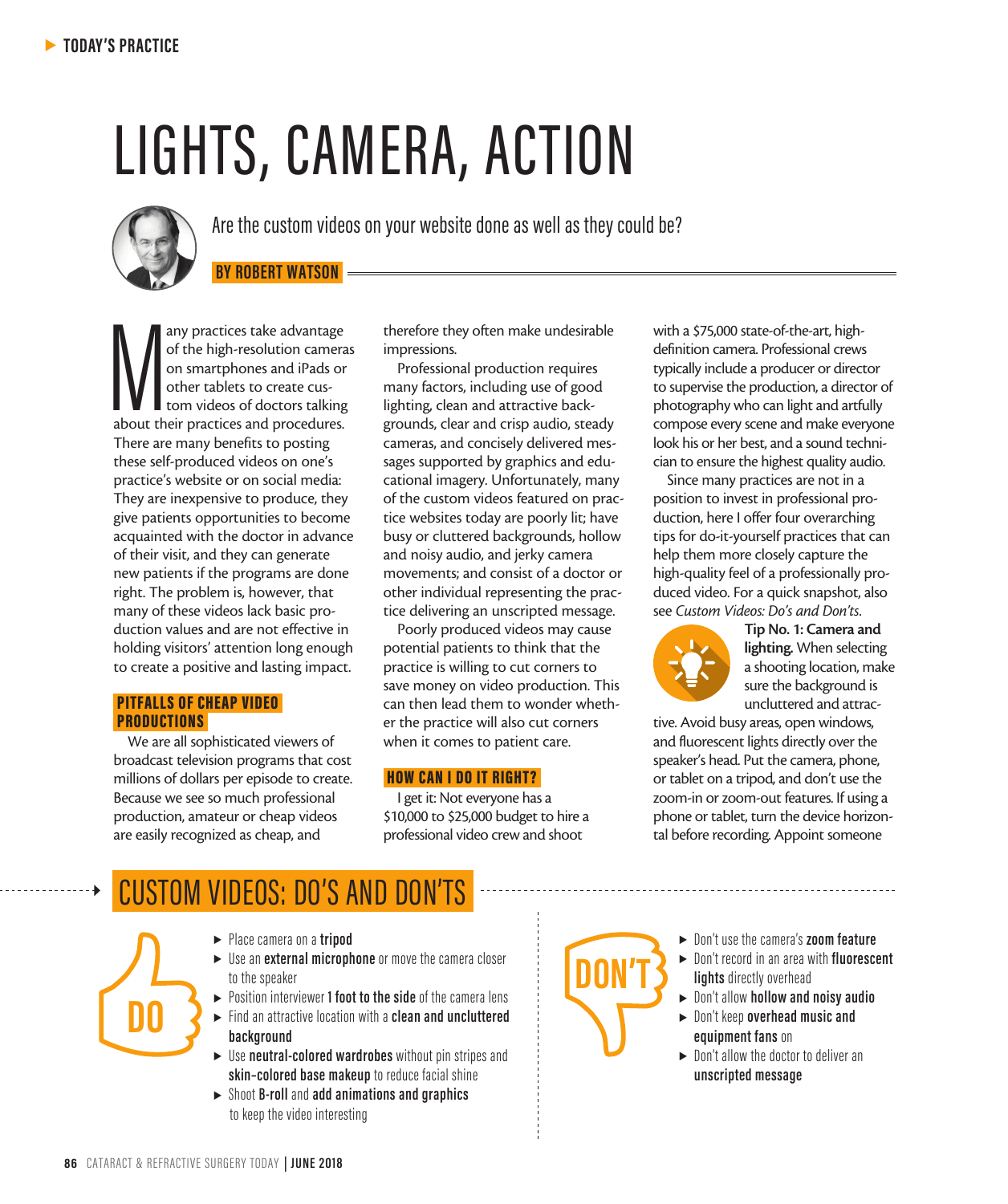# LIGHTS, CAMERA, ACTION

Are the custom videos on your website done as well as they could be?

**BY ROBERT WATSON**

Many practices take advantage of the high-resolution cameras on smartphones and iPads or other tablets to create custom videos of doctors talking about their practices and procedures. There are many benefits to posting these self-produced videos on one's practice's website or on social media: They are inexpensive to produce, they give patients opportunities to become acquainted with the doctor in advance of their visit, and they can generate new patients if the programs are done right. The problem is, however, that many of these videos lack basic production values and are not effective in holding visitors' attention long enough to create a positive and lasting impact.

## PITFALLS OF CHEAP VIDEO PRODUCTIONS

We are all sophisticated viewers of broadcast television programs that cost millions of dollars per episode to create. Because we see so much professional production, amateur or cheap videos are easily recognized as cheap, and therefore they often make undesirable impressions.

Professional production requires many factors, including use of good lighting, clean and attractive backgrounds, clear and crisp audio, steady cameras, and concisely delivered messages supported by graphics and educational imagery. Unfortunately, many of the custom videos featured on practice websites today are poorly lit; have busy or cluttered backgrounds, hollow and noisy audio, and jerky camera movements; and consist of a doctor or other individual representing the practice delivering an unscripted message.

Poorly produced videos may cause potential patients to think that the practice is willing to cut corners to save money on video production. This can then lead them to wonder whether the practice will also cut corners when it comes to patient care.

## HOW CAN I DO IT RIGHT?

I get it: Not everyone has a $10,000 to $25,000 budget to hire a professional video crew and shoot with a $75,000 state-of-the-art, high-definition camera. Professional crews typically include a producer or director to supervise the production, a director of photography who can light and artfully compose every scene and make everyone look his or her best, and a sound technician to ensure the highest quality audio.

Since many practices are not in a position to invest in professional production, here I offer four overarching tips for do-it-yourself practices that can help them more closely capture the high-quality feel of a professionally produced video. For a quick snapshot, also see *Custom Videos: Do's and Don'ts*.

**Tip No. 1: Camera and lighting.** When selecting a shooting location, make sure the background is uncluttered and attractive. Avoid busy areas, open windows, and fluorescent lights directly over the speaker's head. Put the camera, phone, or tablet on a tripod, and don't use the zoom-in or zoom-out features. If using a phone or tablet, turn the device horizontal before recording. Appoint someone

## CUSTOM VIDEOS: DO'S AND DON'TS

**DO**

- Place camera on a **tripod**
- Use an **external microphone** or move the camera closer to the speaker
- Position interviewer **1 foot to the side** of the camera lens
- Find an attractive location with a **clean and uncluttered background**
- Use **neutral-colored wardrobes** without pin stripes and **skin-colored base makeup** to reduce facial shine
- Shoot **B-roll** and **add animations and graphics** to keep the video interesting

**DON'T**

- Don't use the camera's **zoom feature**
- Don't record in an area with **fluorescent lights** directly overhead
- Don't allow **hollow and noisy audio**
- Don't keep **overhead music and equipment fans** on
- Don't allow the doctor to deliver an **unscripted message**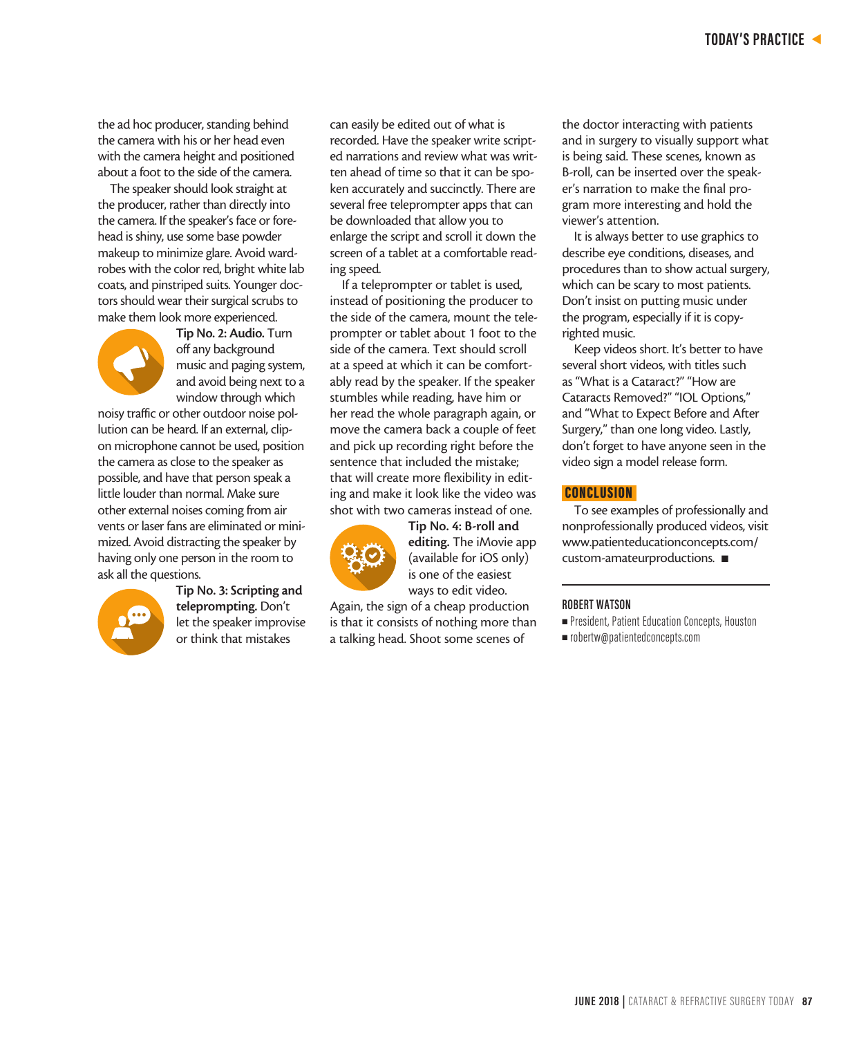the ad hoc producer, standing behind the camera with his or her head even with the camera height and positioned about a foot to the side of the camera.

The speaker should look straight at the producer, rather than directly into the camera. If the speaker's face or forehead is shiny, use some base powder makeup to minimize glare. Avoid wardrobes with the color red, bright white lab coats, and pinstriped suits. Younger doctors should wear their surgical scrubs to make them look more experienced.

**Tip No. 2: Audio.** Turn off any background music and paging system, and avoid being next to a window through which noisy traffic or other outdoor noise pollution can be heard. If an external, clip-on microphone cannot be used, position the camera as close to the speaker as possible, and have that person speak a little louder than normal. Make sure other external noises coming from air vents or laser fans are eliminated or minimized. Avoid distracting the speaker by having only one person in the room to ask all the questions.

**Tip No. 3: Scripting and teleprompting.** Don't let the speaker improvise or think that mistakes can easily be edited out of what is recorded. Have the speaker write scripted narrations and review what was written ahead of time so that it can be spoken accurately and succinctly. There are several free teleprompter apps that can be downloaded that allow you to enlarge the script and scroll it down the screen of a tablet at a comfortable reading speed.

If a teleprompter or tablet is used, instead of positioning the producer to the side of the camera, mount the teleprompter or tablet about 1 foot to the side of the camera. Text should scroll at a speed at which it can be comfortably read by the speaker. If the speaker stumbles while reading, have him or her read the whole paragraph again, or move the camera back a couple of feet and pick up recording right before the sentence that included the mistake; that will create more flexibility in editing and make it look like the video was shot with two cameras instead of one.

**Tip No. 4: B-roll and editing.** The iMovie app (available for iOS only) is one of the easiest ways to edit video. Again, the sign of a cheap production is that it consists of nothing more than a talking head. Shoot some scenes of the doctor interacting with patients and in surgery to visually support what is being said. These scenes, known as B-roll, can be inserted over the speaker's narration to make the final program more interesting and hold the viewer's attention.

It is always better to use graphics to describe eye conditions, diseases, and procedures than to show actual surgery, which can be scary to most patients. Don't insist on putting music under the program, especially if it is copyrighted music.

Keep videos short. It's better to have several short videos, with titles such as "What is a Cataract?" "How are Cataracts Removed?" "IOL Options," and "What to Expect Before and After Surgery," than one long video. Lastly, don't forget to have anyone seen in the video sign a model release form.

## CONCLUSION

To see examples of professionally and nonprofessionally produced videos, visit www.patienteducationconcepts.com/custom-amateurproductions. ■

**ROBERT WATSON**

- President, Patient Education Concepts, Houston
- robertw@patientedconcepts.com